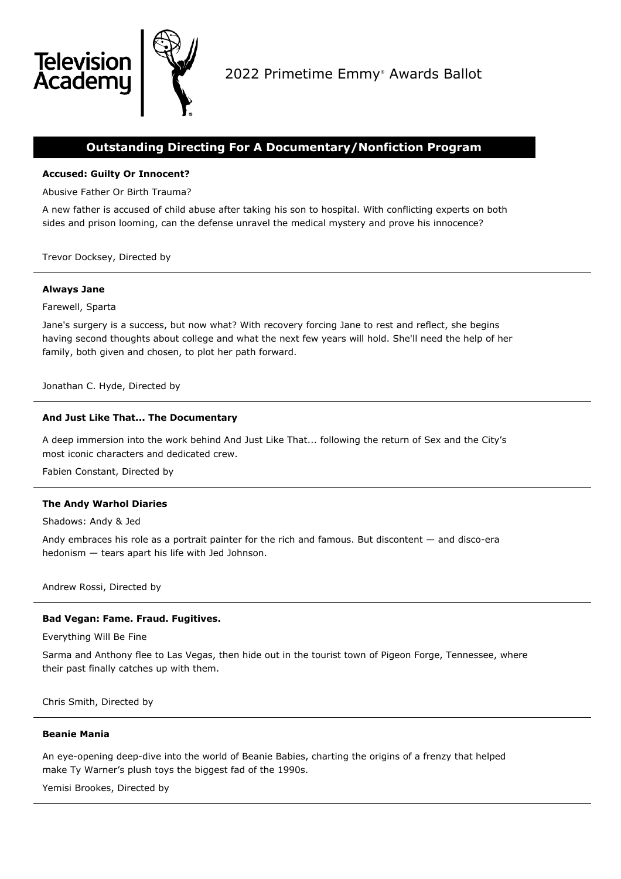Television Academy

# 2022 Primetime Emmy® Awards Ballot

## Outstanding Directing For A Documentary/Nonfiction Program

**Accused: Guilty Or Innocent?**

Abusive Father Or Birth Trauma?

A new father is accused of child abuse after taking his son to hospital. With conflicting experts on both sides and prison looming, can the defense unravel the medical mystery and prove his innocence?

Trevor Docksey, Directed by

---

**Always Jane**

Farewell, Sparta

Jane's surgery is a success, but now what? With recovery forcing Jane to rest and reflect, she begins having second thoughts about college and what the next few years will hold. She'll need the help of her family, both given and chosen, to plot her path forward.

Jonathan C. Hyde, Directed by

---

**And Just Like That... The Documentary**

A deep immersion into the work behind And Just Like That... following the return of Sex and the City's most iconic characters and dedicated crew.

Fabien Constant, Directed by

---

**The Andy Warhol Diaries**

Shadows: Andy & Jed

Andy embraces his role as a portrait painter for the rich and famous. But discontent — and disco-era hedonism — tears apart his life with Jed Johnson.

Andrew Rossi, Directed by

---

**Bad Vegan: Fame. Fraud. Fugitives.**

Everything Will Be Fine

Sarma and Anthony flee to Las Vegas, then hide out in the tourist town of Pigeon Forge, Tennessee, where their past finally catches up with them.

Chris Smith, Directed by

---

**Beanie Mania**

An eye-opening deep-dive into the world of Beanie Babies, charting the origins of a frenzy that helped make Ty Warner's plush toys the biggest fad of the 1990s.

Yemisi Brookes, Directed by

---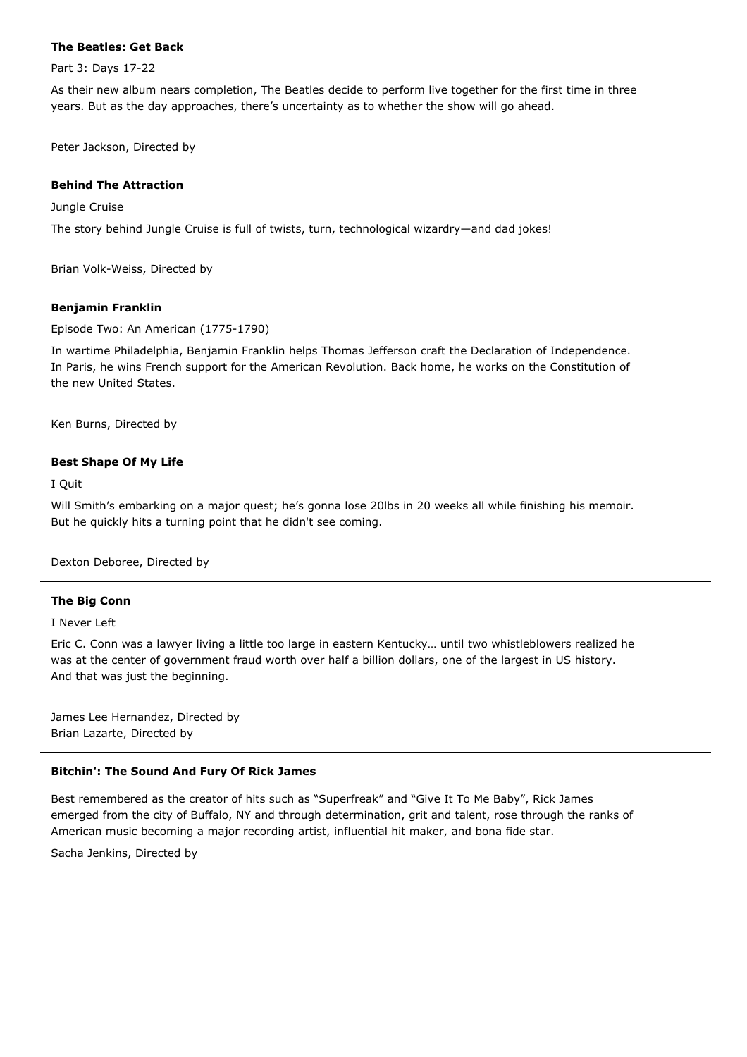**The Beatles: Get Back**

Part 3: Days 17-22

As their new album nears completion, The Beatles decide to perform live together for the first time in three years. But as the day approaches, there's uncertainty as to whether the show will go ahead.

Peter Jackson, Directed by

---

**Behind The Attraction**

Jungle Cruise

The story behind Jungle Cruise is full of twists, turn, technological wizardry—and dad jokes!

Brian Volk-Weiss, Directed by

---

**Benjamin Franklin**

Episode Two: An American (1775-1790)

In wartime Philadelphia, Benjamin Franklin helps Thomas Jefferson craft the Declaration of Independence. In Paris, he wins French support for the American Revolution. Back home, he works on the Constitution of the new United States.

Ken Burns, Directed by

---

**Best Shape Of My Life**

I Quit

Will Smith's embarking on a major quest; he's gonna lose 20lbs in 20 weeks all while finishing his memoir. But he quickly hits a turning point that he didn't see coming.

Dexton Deboree, Directed by

---

**The Big Conn**

I Never Left

Eric C. Conn was a lawyer living a little too large in eastern Kentucky… until two whistleblowers realized he was at the center of government fraud worth over half a billion dollars, one of the largest in US history. And that was just the beginning.

James Lee Hernandez, Directed by
Brian Lazarte, Directed by

---

**Bitchin': The Sound And Fury Of Rick James**

Best remembered as the creator of hits such as "Superfreak" and "Give It To Me Baby", Rick James emerged from the city of Buffalo, NY and through determination, grit and talent, rose through the ranks of American music becoming a major recording artist, influential hit maker, and bona fide star.

Sacha Jenkins, Directed by

---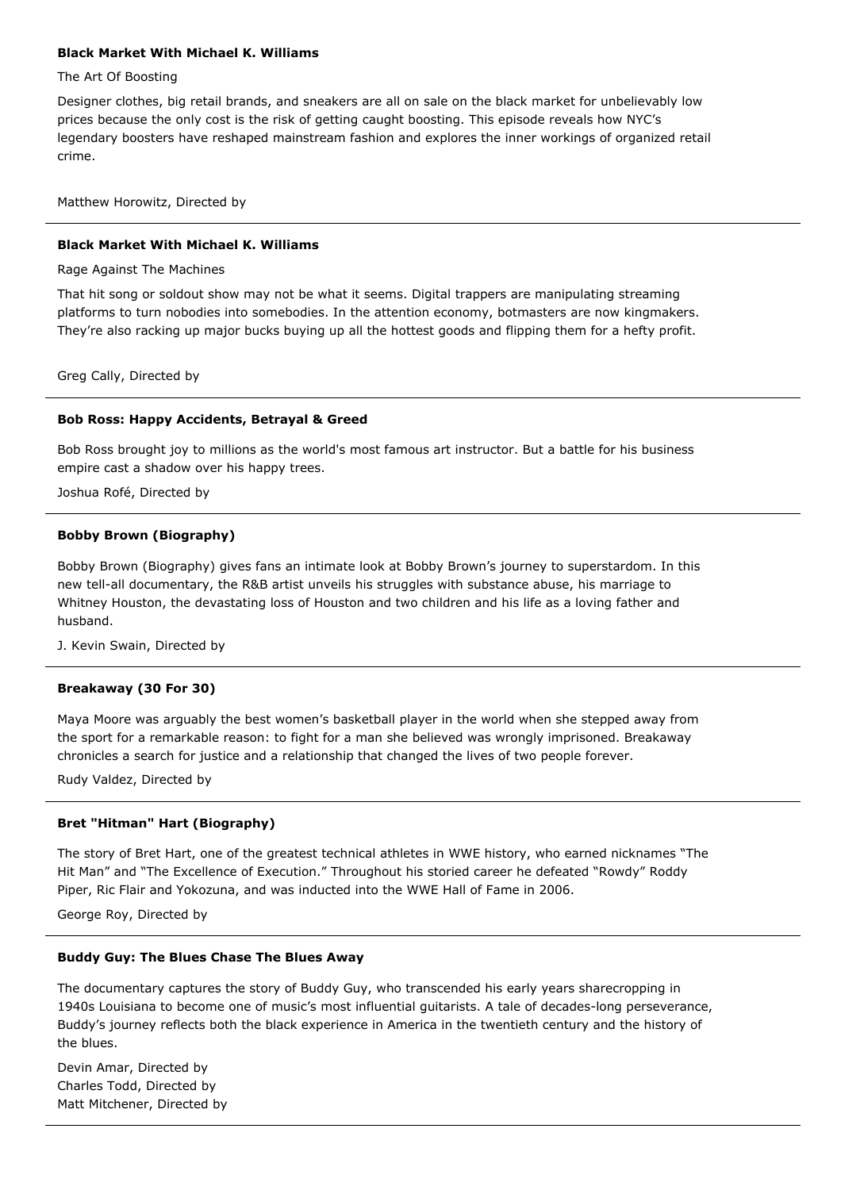**Black Market With Michael K. Williams**

The Art Of Boosting

Designer clothes, big retail brands, and sneakers are all on sale on the black market for unbelievably low prices because the only cost is the risk of getting caught boosting. This episode reveals how NYC's legendary boosters have reshaped mainstream fashion and explores the inner workings of organized retail crime.

Matthew Horowitz, Directed by

---

**Black Market With Michael K. Williams**

Rage Against The Machines

That hit song or soldout show may not be what it seems. Digital trappers are manipulating streaming platforms to turn nobodies into somebodies. In the attention economy, botmasters are now kingmakers. They're also racking up major bucks buying up all the hottest goods and flipping them for a hefty profit.

Greg Cally, Directed by

---

**Bob Ross: Happy Accidents, Betrayal & Greed**

Bob Ross brought joy to millions as the world's most famous art instructor. But a battle for his business empire cast a shadow over his happy trees.

Joshua Rofé, Directed by

---

**Bobby Brown (Biography)**

Bobby Brown (Biography) gives fans an intimate look at Bobby Brown's journey to superstardom. In this new tell-all documentary, the R&B artist unveils his struggles with substance abuse, his marriage to Whitney Houston, the devastating loss of Houston and two children and his life as a loving father and husband.

J. Kevin Swain, Directed by

---

**Breakaway (30 For 30)**

Maya Moore was arguably the best women's basketball player in the world when she stepped away from the sport for a remarkable reason: to fight for a man she believed was wrongly imprisoned. Breakaway chronicles a search for justice and a relationship that changed the lives of two people forever.

Rudy Valdez, Directed by

---

**Bret "Hitman" Hart (Biography)**

The story of Bret Hart, one of the greatest technical athletes in WWE history, who earned nicknames "The Hit Man" and "The Excellence of Execution." Throughout his storied career he defeated "Rowdy" Roddy Piper, Ric Flair and Yokozuna, and was inducted into the WWE Hall of Fame in 2006.

George Roy, Directed by

---

**Buddy Guy: The Blues Chase The Blues Away**

The documentary captures the story of Buddy Guy, who transcended his early years sharecropping in 1940s Louisiana to become one of music's most influential guitarists. A tale of decades-long perseverance, Buddy's journey reflects both the black experience in America in the twentieth century and the history of the blues.

Devin Amar, Directed by
Charles Todd, Directed by
Matt Mitchener, Directed by

---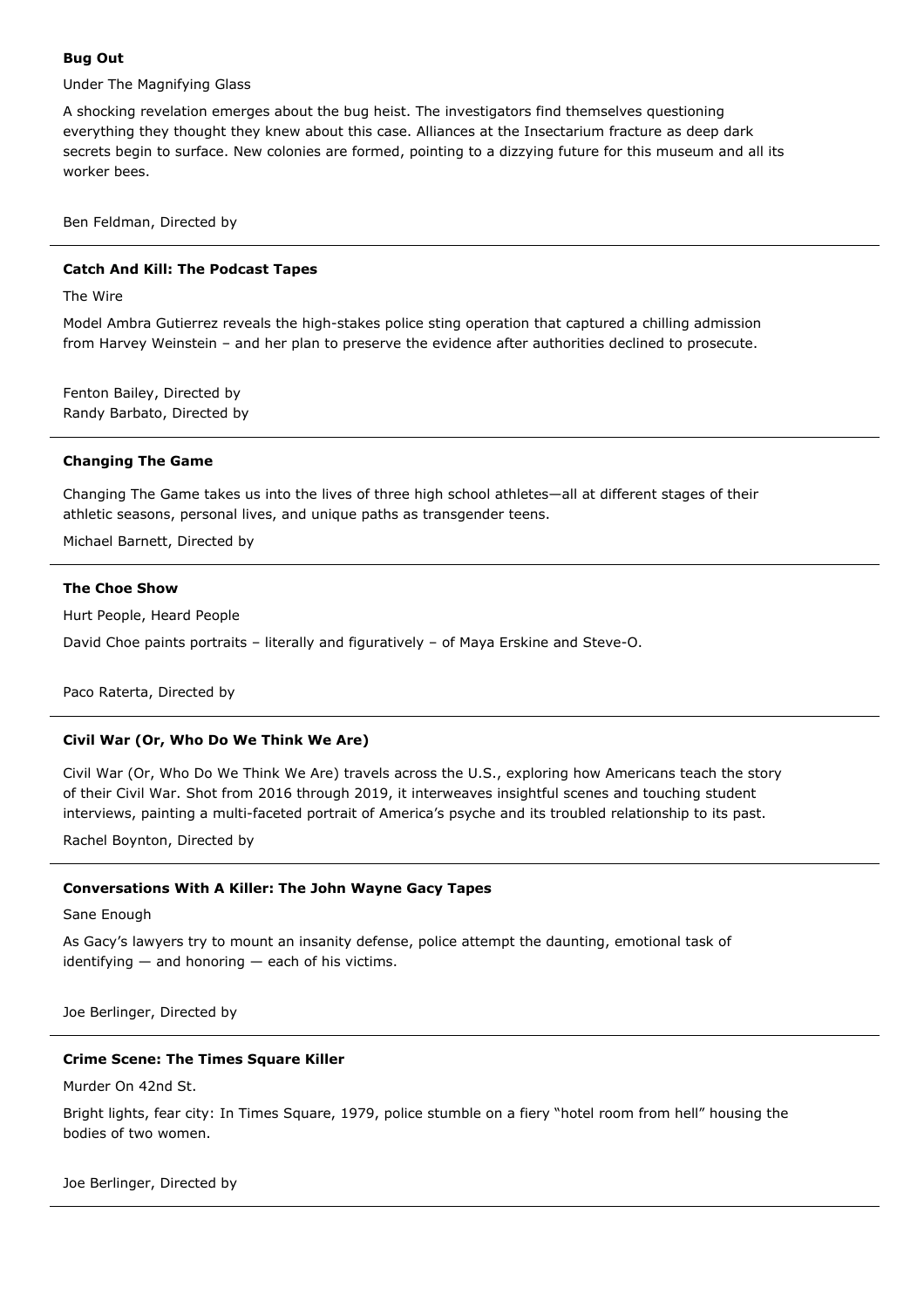**Bug Out**

Under The Magnifying Glass

A shocking revelation emerges about the bug heist. The investigators find themselves questioning everything they thought they knew about this case. Alliances at the Insectarium fracture as deep dark secrets begin to surface. New colonies are formed, pointing to a dizzying future for this museum and all its worker bees.

Ben Feldman, Directed by

---

**Catch And Kill: The Podcast Tapes**

The Wire

Model Ambra Gutierrez reveals the high-stakes police sting operation that captured a chilling admission from Harvey Weinstein – and her plan to preserve the evidence after authorities declined to prosecute.

Fenton Bailey, Directed by
Randy Barbato, Directed by

---

**Changing The Game**

Changing The Game takes us into the lives of three high school athletes—all at different stages of their athletic seasons, personal lives, and unique paths as transgender teens.

Michael Barnett, Directed by

---

**The Choe Show**

Hurt People, Heard People

David Choe paints portraits – literally and figuratively – of Maya Erskine and Steve-O.

Paco Raterta, Directed by

---

**Civil War (Or, Who Do We Think We Are)**

Civil War (Or, Who Do We Think We Are) travels across the U.S., exploring how Americans teach the story of their Civil War. Shot from 2016 through 2019, it interweaves insightful scenes and touching student interviews, painting a multi-faceted portrait of America's psyche and its troubled relationship to its past.

Rachel Boynton, Directed by

---

**Conversations With A Killer: The John Wayne Gacy Tapes**

Sane Enough

As Gacy's lawyers try to mount an insanity defense, police attempt the daunting, emotional task of identifying — and honoring — each of his victims.

Joe Berlinger, Directed by

---

**Crime Scene: The Times Square Killer**

Murder On 42nd St.

Bright lights, fear city: In Times Square, 1979, police stumble on a fiery "hotel room from hell" housing the bodies of two women.

Joe Berlinger, Directed by

---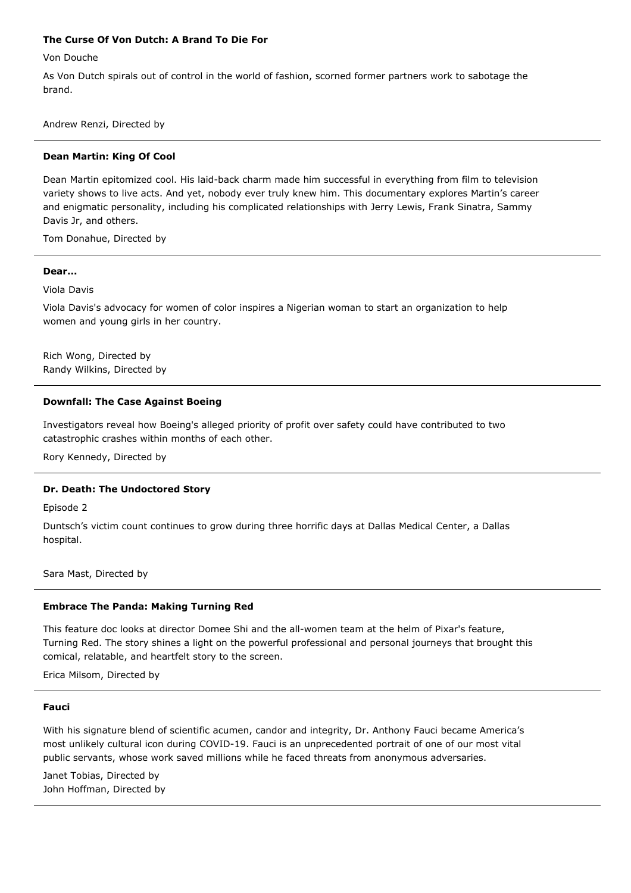**The Curse Of Von Dutch: A Brand To Die For**

Von Douche

As Von Dutch spirals out of control in the world of fashion, scorned former partners work to sabotage the brand.

Andrew Renzi, Directed by

---

**Dean Martin: King Of Cool**

Dean Martin epitomized cool. His laid-back charm made him successful in everything from film to television variety shows to live acts. And yet, nobody ever truly knew him. This documentary explores Martin's career and enigmatic personality, including his complicated relationships with Jerry Lewis, Frank Sinatra, Sammy Davis Jr, and others.

Tom Donahue, Directed by

---

**Dear...**

Viola Davis

Viola Davis's advocacy for women of color inspires a Nigerian woman to start an organization to help women and young girls in her country.

Rich Wong, Directed by
Randy Wilkins, Directed by

---

**Downfall: The Case Against Boeing**

Investigators reveal how Boeing's alleged priority of profit over safety could have contributed to two catastrophic crashes within months of each other.

Rory Kennedy, Directed by

---

**Dr. Death: The Undoctored Story**

Episode 2

Duntsch's victim count continues to grow during three horrific days at Dallas Medical Center, a Dallas hospital.

Sara Mast, Directed by

---

**Embrace The Panda: Making Turning Red**

This feature doc looks at director Domee Shi and the all-women team at the helm of Pixar's feature, Turning Red. The story shines a light on the powerful professional and personal journeys that brought this comical, relatable, and heartfelt story to the screen.

Erica Milsom, Directed by

---

**Fauci**

With his signature blend of scientific acumen, candor and integrity, Dr. Anthony Fauci became America's most unlikely cultural icon during COVID-19. Fauci is an unprecedented portrait of one of our most vital public servants, whose work saved millions while he faced threats from anonymous adversaries.

Janet Tobias, Directed by
John Hoffman, Directed by

---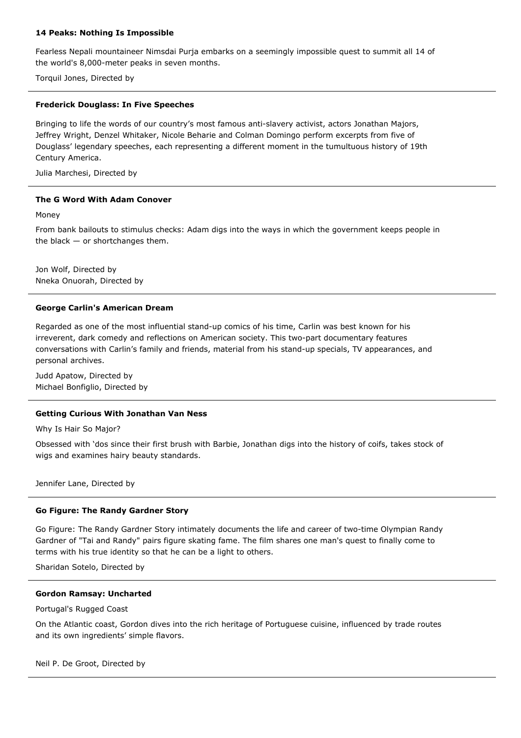**14 Peaks: Nothing Is Impossible**

Fearless Nepali mountaineer Nimsdai Purja embarks on a seemingly impossible quest to summit all 14 of the world's 8,000-meter peaks in seven months.

Torquil Jones, Directed by

---

**Frederick Douglass: In Five Speeches**

Bringing to life the words of our country's most famous anti-slavery activist, actors Jonathan Majors, Jeffrey Wright, Denzel Whitaker, Nicole Beharie and Colman Domingo perform excerpts from five of Douglass' legendary speeches, each representing a different moment in the tumultuous history of 19th Century America.

Julia Marchesi, Directed by

---

**The G Word With Adam Conover**

Money

From bank bailouts to stimulus checks: Adam digs into the ways in which the government keeps people in the black — or shortchanges them.

Jon Wolf, Directed by
Nneka Onuorah, Directed by

---

**George Carlin's American Dream**

Regarded as one of the most influential stand-up comics of his time, Carlin was best known for his irreverent, dark comedy and reflections on American society. This two-part documentary features conversations with Carlin's family and friends, material from his stand-up specials, TV appearances, and personal archives.

Judd Apatow, Directed by
Michael Bonfiglio, Directed by

---

**Getting Curious With Jonathan Van Ness**

Why Is Hair So Major?

Obsessed with 'dos since their first brush with Barbie, Jonathan digs into the history of coifs, takes stock of wigs and examines hairy beauty standards.

Jennifer Lane, Directed by

---

**Go Figure: The Randy Gardner Story**

Go Figure: The Randy Gardner Story intimately documents the life and career of two-time Olympian Randy Gardner of "Tai and Randy" pairs figure skating fame. The film shares one man's quest to finally come to terms with his true identity so that he can be a light to others.

Sharidan Sotelo, Directed by

---

**Gordon Ramsay: Uncharted**

Portugal's Rugged Coast

On the Atlantic coast, Gordon dives into the rich heritage of Portuguese cuisine, influenced by trade routes and its own ingredients' simple flavors.

Neil P. De Groot, Directed by

---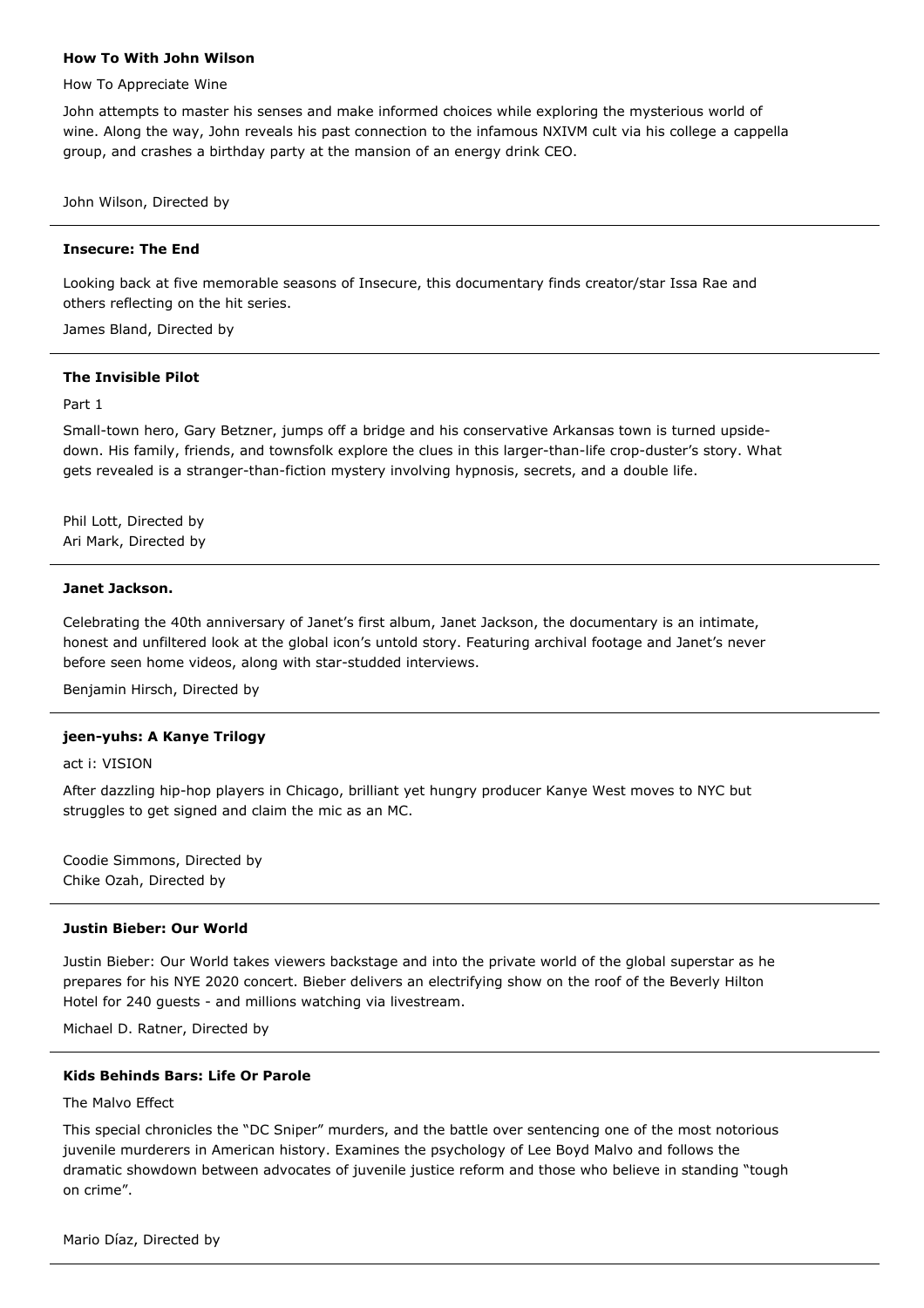**How To With John Wilson**

How To Appreciate Wine

John attempts to master his senses and make informed choices while exploring the mysterious world of wine. Along the way, John reveals his past connection to the infamous NXIVM cult via his college a cappella group, and crashes a birthday party at the mansion of an energy drink CEO.

John Wilson, Directed by

---

**Insecure: The End**

Looking back at five memorable seasons of Insecure, this documentary finds creator/star Issa Rae and others reflecting on the hit series.

James Bland, Directed by

---

**The Invisible Pilot**

Part 1

Small-town hero, Gary Betzner, jumps off a bridge and his conservative Arkansas town is turned upside-down. His family, friends, and townsfolk explore the clues in this larger-than-life crop-duster's story. What gets revealed is a stranger-than-fiction mystery involving hypnosis, secrets, and a double life.

Phil Lott, Directed by
Ari Mark, Directed by

---

**Janet Jackson.**

Celebrating the 40th anniversary of Janet's first album, Janet Jackson, the documentary is an intimate, honest and unfiltered look at the global icon's untold story. Featuring archival footage and Janet's never before seen home videos, along with star-studded interviews.

Benjamin Hirsch, Directed by

---

**jeen-yuhs: A Kanye Trilogy**

act i: VISION

After dazzling hip-hop players in Chicago, brilliant yet hungry producer Kanye West moves to NYC but struggles to get signed and claim the mic as an MC.

Coodie Simmons, Directed by
Chike Ozah, Directed by

---

**Justin Bieber: Our World**

Justin Bieber: Our World takes viewers backstage and into the private world of the global superstar as he prepares for his NYE 2020 concert. Bieber delivers an electrifying show on the roof of the Beverly Hilton Hotel for 240 guests - and millions watching via livestream.

Michael D. Ratner, Directed by

---

**Kids Behinds Bars: Life Or Parole**

The Malvo Effect

This special chronicles the "DC Sniper" murders, and the battle over sentencing one of the most notorious juvenile murderers in American history. Examines the psychology of Lee Boyd Malvo and follows the dramatic showdown between advocates of juvenile justice reform and those who believe in standing "tough on crime".

Mario Díaz, Directed by

---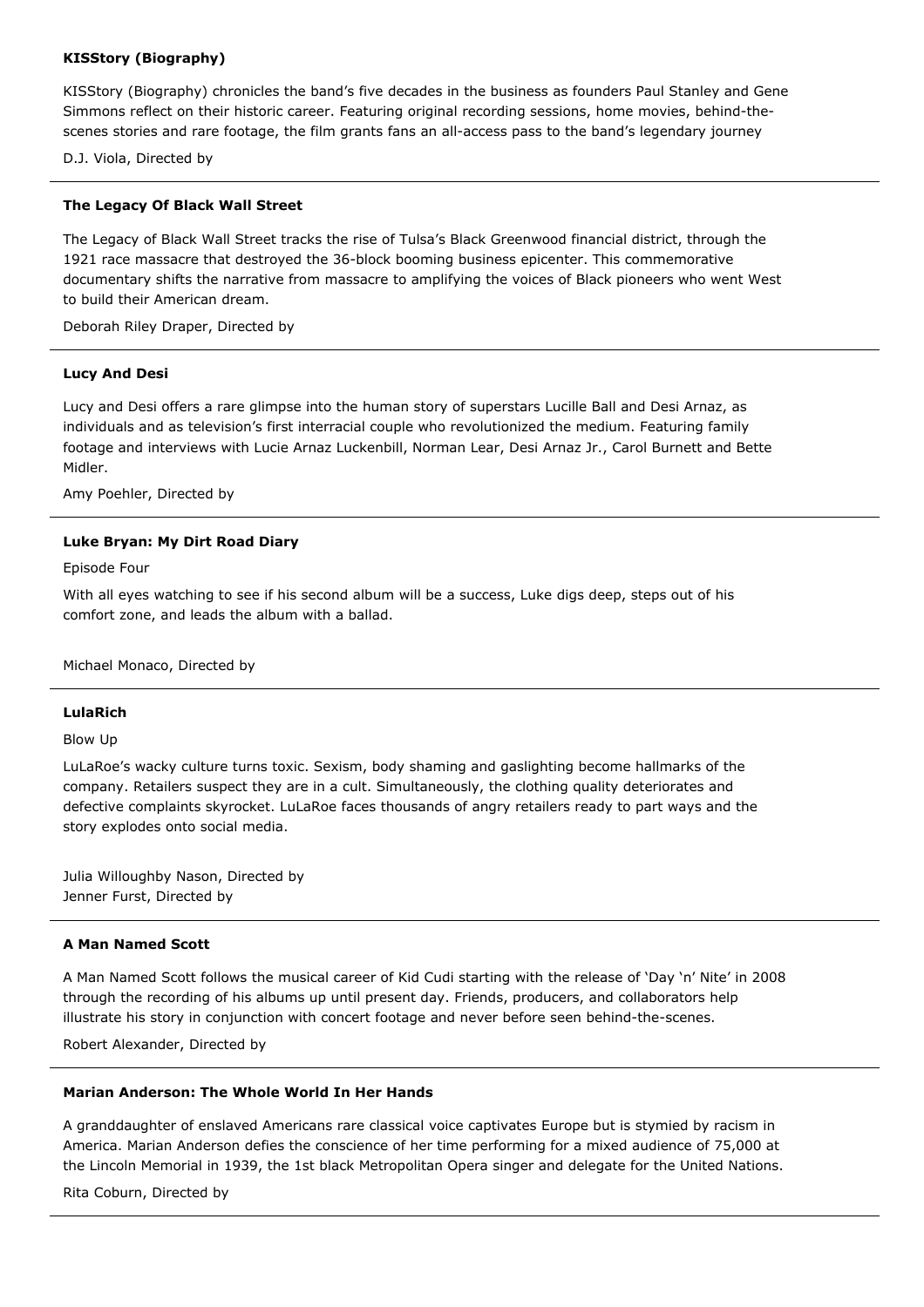**KISStory (Biography)**

KISStory (Biography) chronicles the band's five decades in the business as founders Paul Stanley and Gene Simmons reflect on their historic career. Featuring original recording sessions, home movies, behind-the-scenes stories and rare footage, the film grants fans an all-access pass to the band's legendary journey

D.J. Viola, Directed by

---

**The Legacy Of Black Wall Street**

The Legacy of Black Wall Street tracks the rise of Tulsa's Black Greenwood financial district, through the 1921 race massacre that destroyed the 36-block booming business epicenter. This commemorative documentary shifts the narrative from massacre to amplifying the voices of Black pioneers who went West to build their American dream.

Deborah Riley Draper, Directed by

---

**Lucy And Desi**

Lucy and Desi offers a rare glimpse into the human story of superstars Lucille Ball and Desi Arnaz, as individuals and as television's first interracial couple who revolutionized the medium. Featuring family footage and interviews with Lucie Arnaz Luckenbill, Norman Lear, Desi Arnaz Jr., Carol Burnett and Bette Midler.

Amy Poehler, Directed by

---

**Luke Bryan: My Dirt Road Diary**

Episode Four

With all eyes watching to see if his second album will be a success, Luke digs deep, steps out of his comfort zone, and leads the album with a ballad.

Michael Monaco, Directed by

---

**LulaRich**

Blow Up

LuLaRoe's wacky culture turns toxic. Sexism, body shaming and gaslighting become hallmarks of the company. Retailers suspect they are in a cult. Simultaneously, the clothing quality deteriorates and defective complaints skyrocket. LuLaRoe faces thousands of angry retailers ready to part ways and the story explodes onto social media.

Julia Willoughby Nason, Directed by
Jenner Furst, Directed by

---

**A Man Named Scott**

A Man Named Scott follows the musical career of Kid Cudi starting with the release of 'Day 'n' Nite' in 2008 through the recording of his albums up until present day. Friends, producers, and collaborators help illustrate his story in conjunction with concert footage and never before seen behind-the-scenes.

Robert Alexander, Directed by

---

**Marian Anderson: The Whole World In Her Hands**

A granddaughter of enslaved Americans rare classical voice captivates Europe but is stymied by racism in America. Marian Anderson defies the conscience of her time performing for a mixed audience of 75,000 at the Lincoln Memorial in 1939, the 1st black Metropolitan Opera singer and delegate for the United Nations.

Rita Coburn, Directed by

---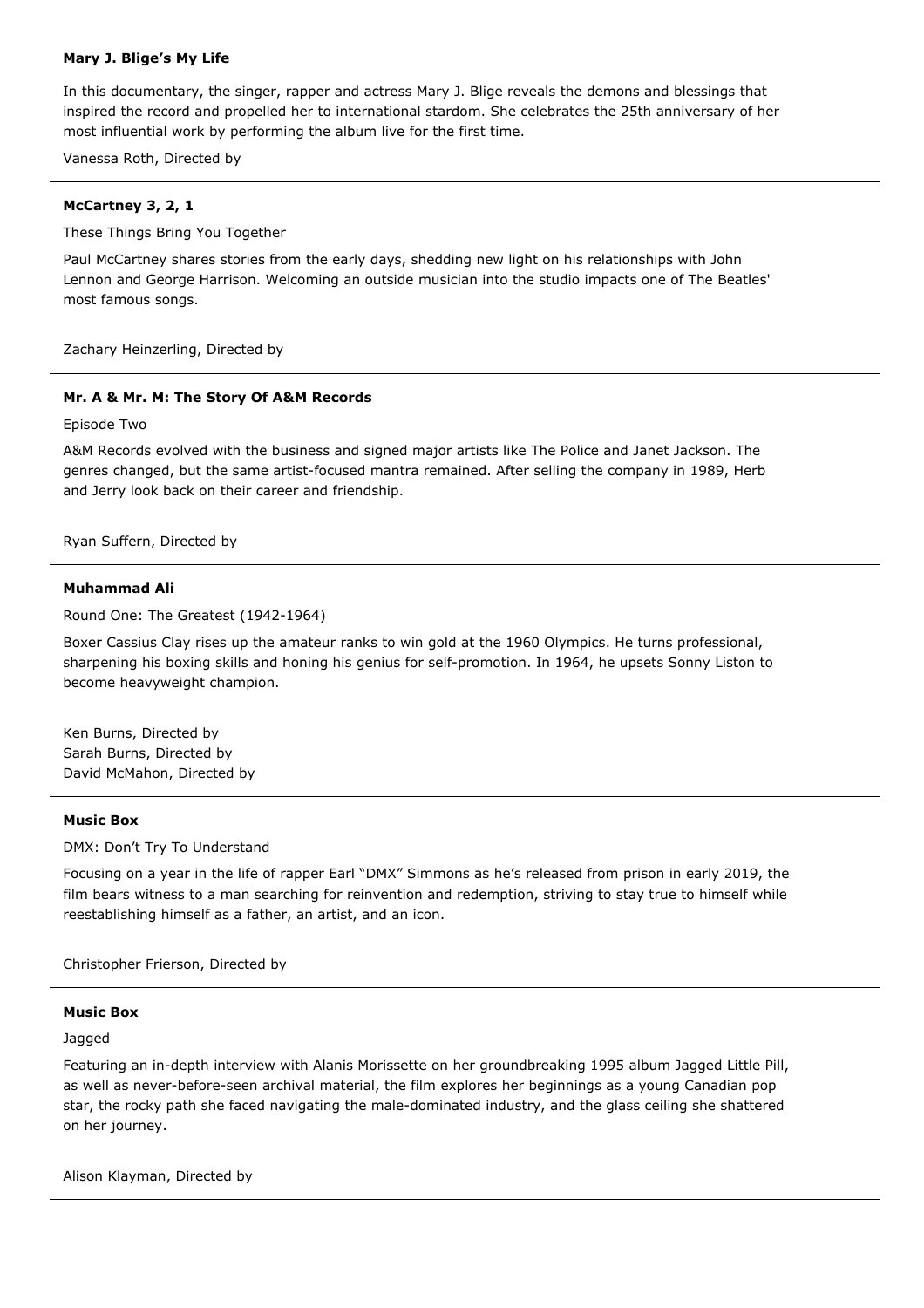**Mary J. Blige's My Life**

In this documentary, the singer, rapper and actress Mary J. Blige reveals the demons and blessings that inspired the record and propelled her to international stardom. She celebrates the 25th anniversary of her most influential work by performing the album live for the first time.

Vanessa Roth, Directed by

---

**McCartney 3, 2, 1**

These Things Bring You Together

Paul McCartney shares stories from the early days, shedding new light on his relationships with John Lennon and George Harrison. Welcoming an outside musician into the studio impacts one of The Beatles' most famous songs.

Zachary Heinzerling, Directed by

---

**Mr. A & Mr. M: The Story Of A&M Records**

Episode Two

A&M Records evolved with the business and signed major artists like The Police and Janet Jackson. The genres changed, but the same artist-focused mantra remained. After selling the company in 1989, Herb and Jerry look back on their career and friendship.

Ryan Suffern, Directed by

---

**Muhammad Ali**

Round One: The Greatest (1942-1964)

Boxer Cassius Clay rises up the amateur ranks to win gold at the 1960 Olympics. He turns professional, sharpening his boxing skills and honing his genius for self-promotion. In 1964, he upsets Sonny Liston to become heavyweight champion.

Ken Burns, Directed by
Sarah Burns, Directed by
David McMahon, Directed by

---

**Music Box**

DMX: Don't Try To Understand

Focusing on a year in the life of rapper Earl "DMX" Simmons as he's released from prison in early 2019, the film bears witness to a man searching for reinvention and redemption, striving to stay true to himself while reestablishing himself as a father, an artist, and an icon.

Christopher Frierson, Directed by

---

**Music Box**

Jagged

Featuring an in-depth interview with Alanis Morissette on her groundbreaking 1995 album Jagged Little Pill, as well as never-before-seen archival material, the film explores her beginnings as a young Canadian pop star, the rocky path she faced navigating the male-dominated industry, and the glass ceiling she shattered on her journey.

Alison Klayman, Directed by

---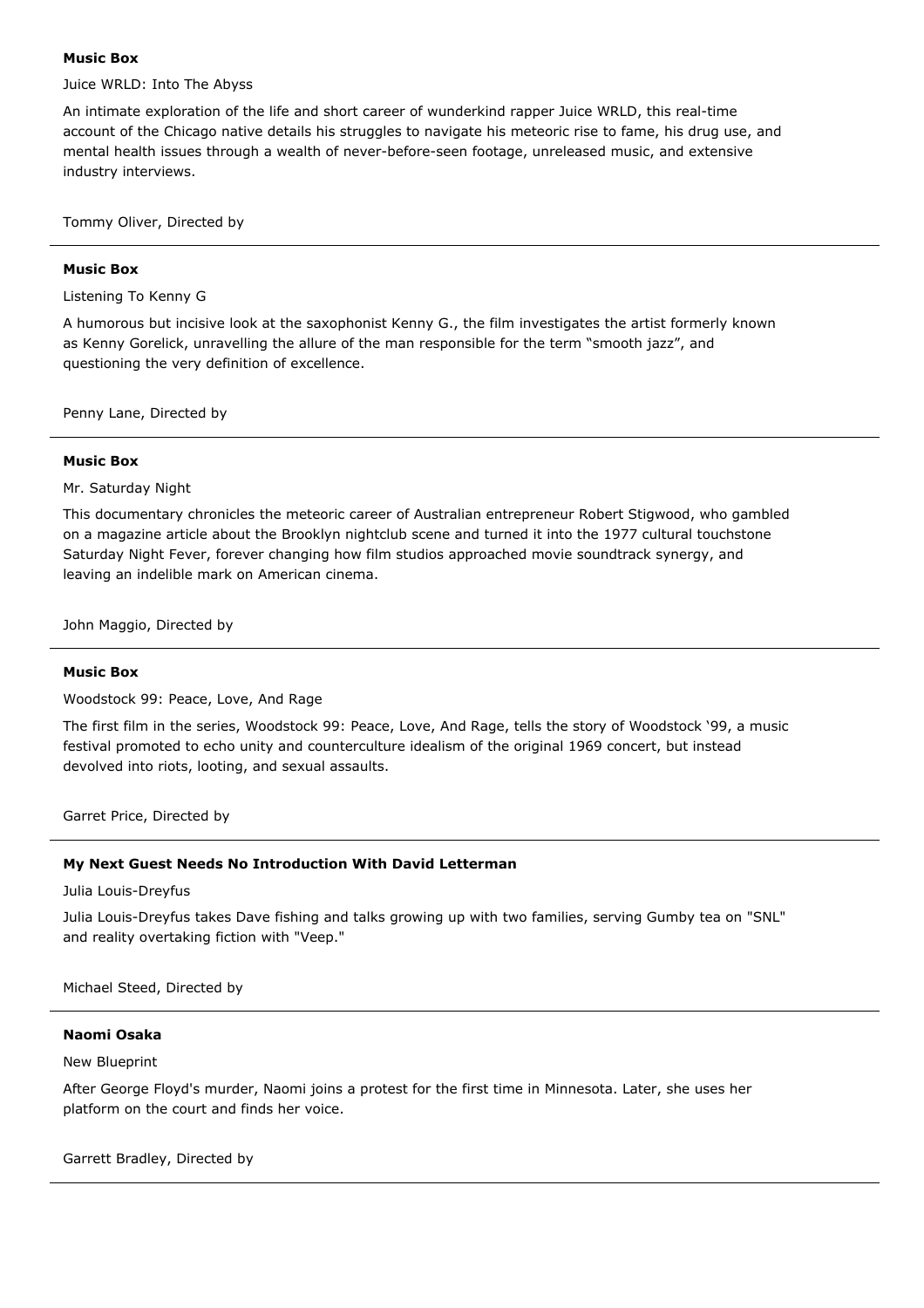**Music Box**

Juice WRLD: Into The Abyss

An intimate exploration of the life and short career of wunderkind rapper Juice WRLD, this real-time account of the Chicago native details his struggles to navigate his meteoric rise to fame, his drug use, and mental health issues through a wealth of never-before-seen footage, unreleased music, and extensive industry interviews.

Tommy Oliver, Directed by

---

**Music Box**

Listening To Kenny G

A humorous but incisive look at the saxophonist Kenny G., the film investigates the artist formerly known as Kenny Gorelick, unravelling the allure of the man responsible for the term "smooth jazz", and questioning the very definition of excellence.

Penny Lane, Directed by

---

**Music Box**

Mr. Saturday Night

This documentary chronicles the meteoric career of Australian entrepreneur Robert Stigwood, who gambled on a magazine article about the Brooklyn nightclub scene and turned it into the 1977 cultural touchstone Saturday Night Fever, forever changing how film studios approached movie soundtrack synergy, and leaving an indelible mark on American cinema.

John Maggio, Directed by

---

**Music Box**

Woodstock 99: Peace, Love, And Rage

The first film in the series, Woodstock 99: Peace, Love, And Rage, tells the story of Woodstock '99, a music festival promoted to echo unity and counterculture idealism of the original 1969 concert, but instead devolved into riots, looting, and sexual assaults.

Garret Price, Directed by

---

**My Next Guest Needs No Introduction With David Letterman**

Julia Louis-Dreyfus

Julia Louis-Dreyfus takes Dave fishing and talks growing up with two families, serving Gumby tea on "SNL" and reality overtaking fiction with "Veep."

Michael Steed, Directed by

---

**Naomi Osaka**

New Blueprint

After George Floyd's murder, Naomi joins a protest for the first time in Minnesota. Later, she uses her platform on the court and finds her voice.

Garrett Bradley, Directed by

---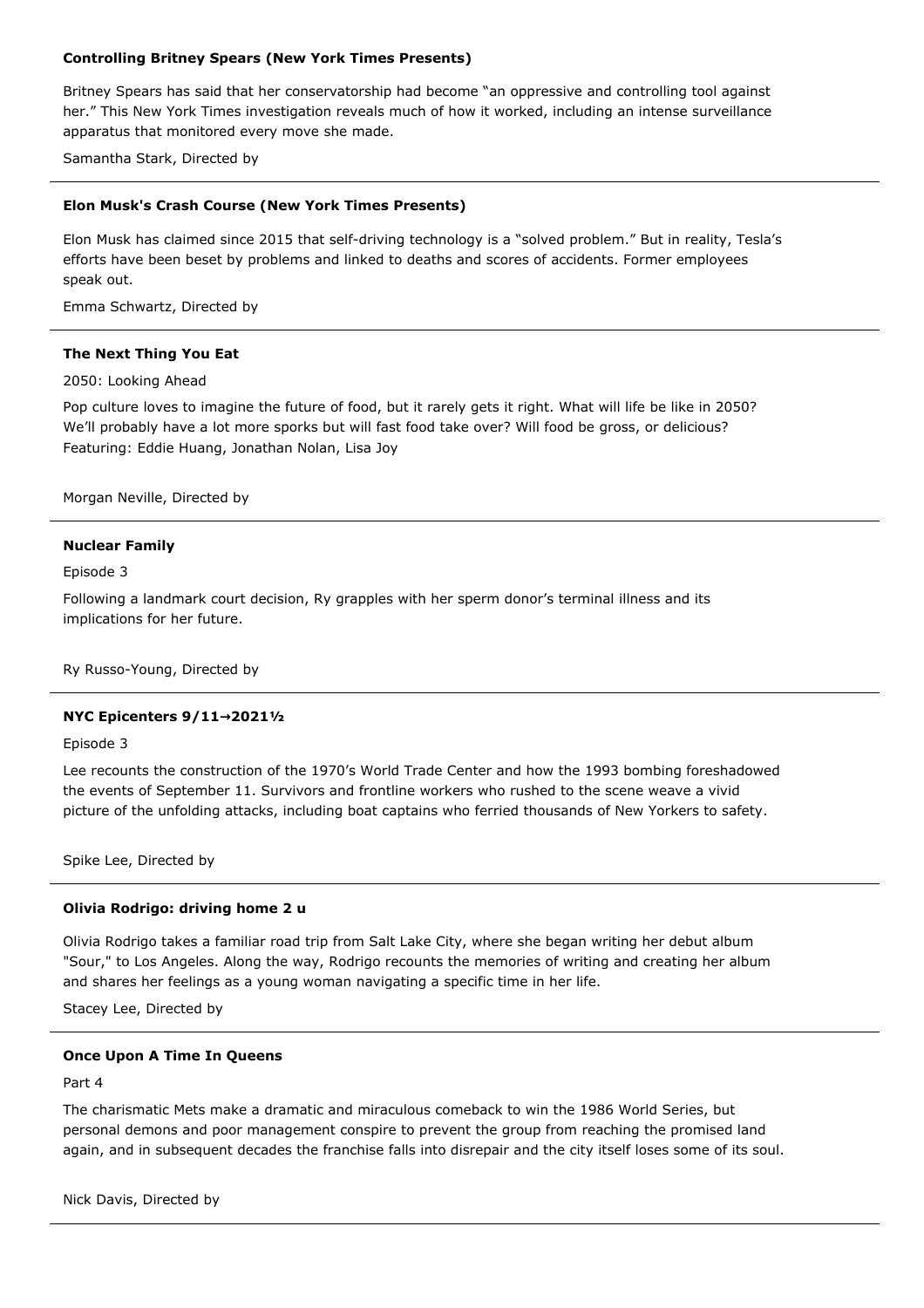**Controlling Britney Spears (New York Times Presents)**

Britney Spears has said that her conservatorship had become "an oppressive and controlling tool against her." This New York Times investigation reveals much of how it worked, including an intense surveillance apparatus that monitored every move she made.

Samantha Stark, Directed by

---

**Elon Musk's Crash Course (New York Times Presents)**

Elon Musk has claimed since 2015 that self-driving technology is a "solved problem." But in reality, Tesla's efforts have been beset by problems and linked to deaths and scores of accidents. Former employees speak out.

Emma Schwartz, Directed by

---

**The Next Thing You Eat**

2050: Looking Ahead

Pop culture loves to imagine the future of food, but it rarely gets it right. What will life be like in 2050? We'll probably have a lot more sporks but will fast food take over? Will food be gross, or delicious? Featuring: Eddie Huang, Jonathan Nolan, Lisa Joy

Morgan Neville, Directed by

---

**Nuclear Family**

Episode 3

Following a landmark court decision, Ry grapples with her sperm donor's terminal illness and its implications for her future.

Ry Russo-Young, Directed by

---

**NYC Epicenters 9/11→2021½**

Episode 3

Lee recounts the construction of the 1970's World Trade Center and how the 1993 bombing foreshadowed the events of September 11. Survivors and frontline workers who rushed to the scene weave a vivid picture of the unfolding attacks, including boat captains who ferried thousands of New Yorkers to safety.

Spike Lee, Directed by

---

**Olivia Rodrigo: driving home 2 u**

Olivia Rodrigo takes a familiar road trip from Salt Lake City, where she began writing her debut album "Sour," to Los Angeles. Along the way, Rodrigo recounts the memories of writing and creating her album and shares her feelings as a young woman navigating a specific time in her life.

Stacey Lee, Directed by

---

**Once Upon A Time In Queens**

Part 4

The charismatic Mets make a dramatic and miraculous comeback to win the 1986 World Series, but personal demons and poor management conspire to prevent the group from reaching the promised land again, and in subsequent decades the franchise falls into disrepair and the city itself loses some of its soul.

Nick Davis, Directed by

---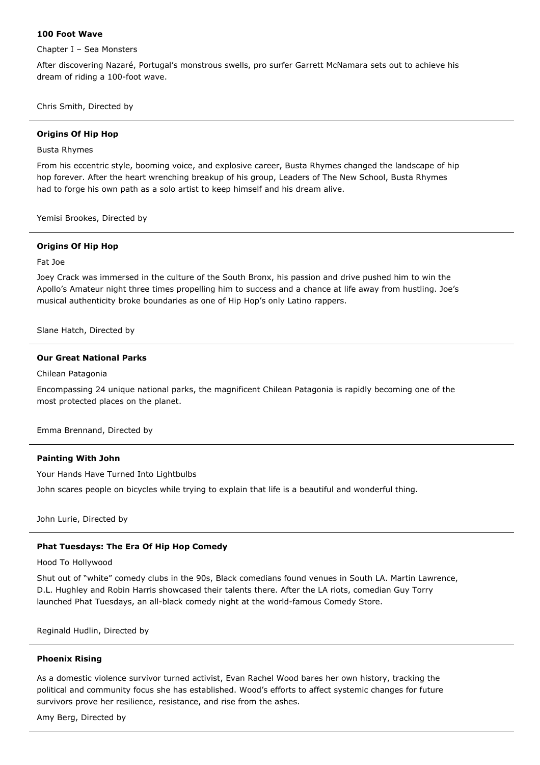**100 Foot Wave**

Chapter I – Sea Monsters

After discovering Nazaré, Portugal's monstrous swells, pro surfer Garrett McNamara sets out to achieve his dream of riding a 100-foot wave.

Chris Smith, Directed by

---

**Origins Of Hip Hop**

Busta Rhymes

From his eccentric style, booming voice, and explosive career, Busta Rhymes changed the landscape of hip hop forever. After the heart wrenching breakup of his group, Leaders of The New School, Busta Rhymes had to forge his own path as a solo artist to keep himself and his dream alive.

Yemisi Brookes, Directed by

---

**Origins Of Hip Hop**

Fat Joe

Joey Crack was immersed in the culture of the South Bronx, his passion and drive pushed him to win the Apollo's Amateur night three times propelling him to success and a chance at life away from hustling. Joe's musical authenticity broke boundaries as one of Hip Hop's only Latino rappers.

Slane Hatch, Directed by

---

**Our Great National Parks**

Chilean Patagonia

Encompassing 24 unique national parks, the magnificent Chilean Patagonia is rapidly becoming one of the most protected places on the planet.

Emma Brennand, Directed by

---

**Painting With John**

Your Hands Have Turned Into Lightbulbs

John scares people on bicycles while trying to explain that life is a beautiful and wonderful thing.

John Lurie, Directed by

---

**Phat Tuesdays: The Era Of Hip Hop Comedy**

Hood To Hollywood

Shut out of "white" comedy clubs in the 90s, Black comedians found venues in South LA. Martin Lawrence, D.L. Hughley and Robin Harris showcased their talents there. After the LA riots, comedian Guy Torry launched Phat Tuesdays, an all-black comedy night at the world-famous Comedy Store.

Reginald Hudlin, Directed by

---

**Phoenix Rising**

As a domestic violence survivor turned activist, Evan Rachel Wood bares her own history, tracking the political and community focus she has established. Wood's efforts to affect systemic changes for future survivors prove her resilience, resistance, and rise from the ashes.

Amy Berg, Directed by

---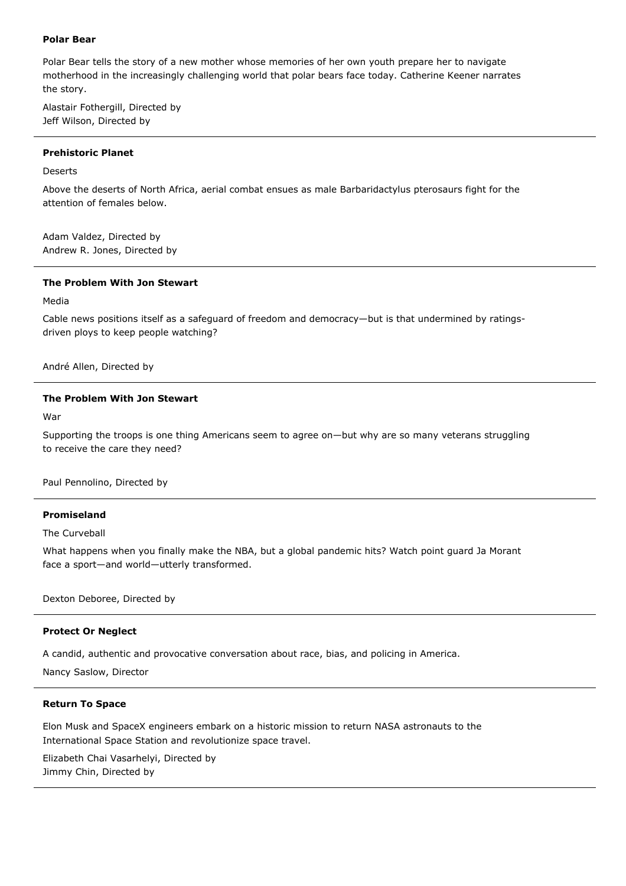**Polar Bear**

Polar Bear tells the story of a new mother whose memories of her own youth prepare her to navigate motherhood in the increasingly challenging world that polar bears face today. Catherine Keener narrates the story.

Alastair Fothergill, Directed by
Jeff Wilson, Directed by

---

**Prehistoric Planet**

Deserts

Above the deserts of North Africa, aerial combat ensues as male Barbaridactylus pterosaurs fight for the attention of females below.

Adam Valdez, Directed by
Andrew R. Jones, Directed by

---

**The Problem With Jon Stewart**

Media

Cable news positions itself as a safeguard of freedom and democracy—but is that undermined by ratings-driven ploys to keep people watching?

André Allen, Directed by

---

**The Problem With Jon Stewart**

War

Supporting the troops is one thing Americans seem to agree on—but why are so many veterans struggling to receive the care they need?

Paul Pennolino, Directed by

---

**Promiseland**

The Curveball

What happens when you finally make the NBA, but a global pandemic hits? Watch point guard Ja Morant face a sport—and world—utterly transformed.

Dexton Deboree, Directed by

---

**Protect Or Neglect**

A candid, authentic and provocative conversation about race, bias, and policing in America.

Nancy Saslow, Director

---

**Return To Space**

Elon Musk and SpaceX engineers embark on a historic mission to return NASA astronauts to the International Space Station and revolutionize space travel.

Elizabeth Chai Vasarhelyi, Directed by
Jimmy Chin, Directed by

---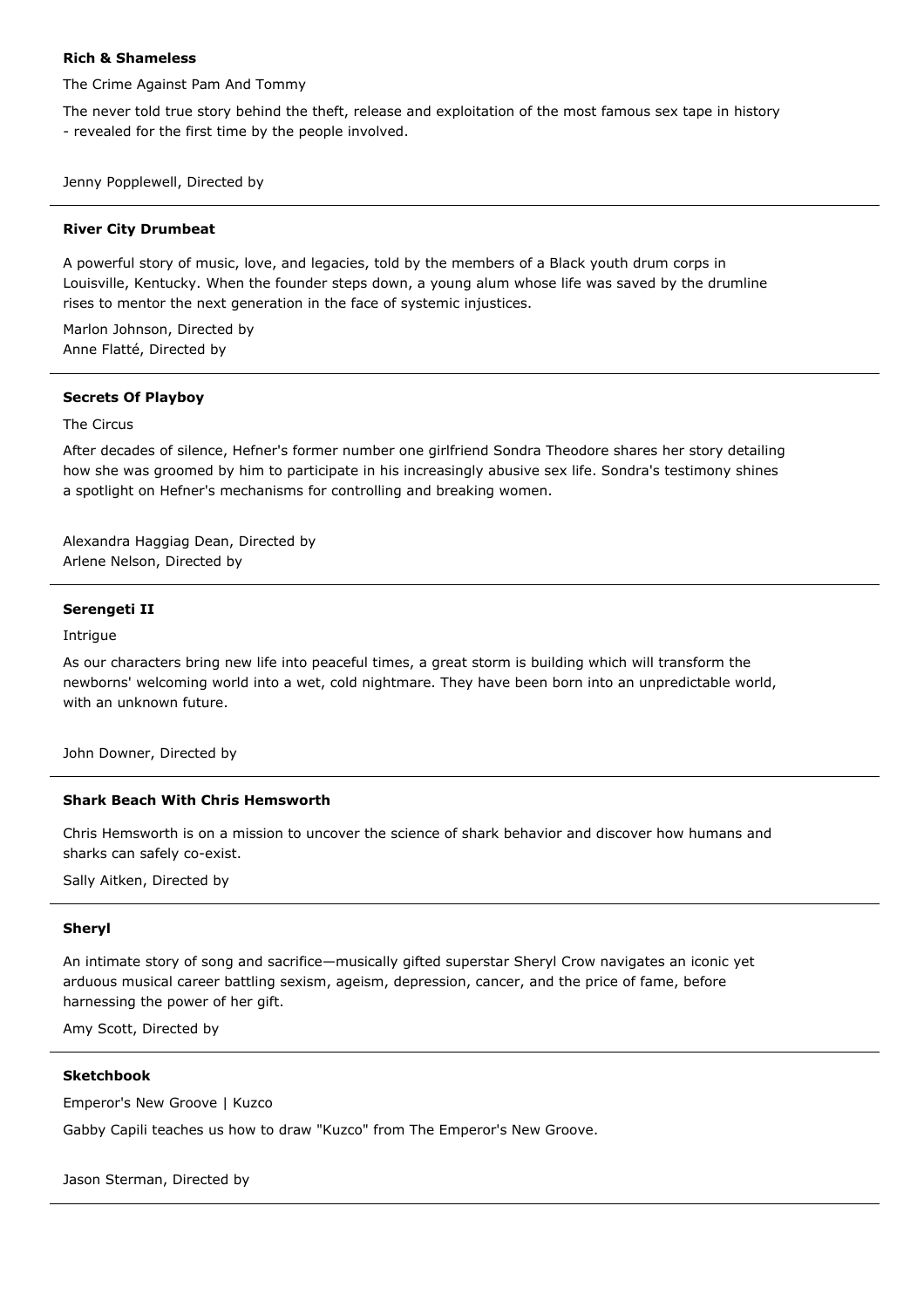**Rich & Shameless**

The Crime Against Pam And Tommy

The never told true story behind the theft, release and exploitation of the most famous sex tape in history - revealed for the first time by the people involved.

Jenny Popplewell, Directed by

---

**River City Drumbeat**

A powerful story of music, love, and legacies, told by the members of a Black youth drum corps in Louisville, Kentucky. When the founder steps down, a young alum whose life was saved by the drumline rises to mentor the next generation in the face of systemic injustices.

Marlon Johnson, Directed by
Anne Flatté, Directed by

---

**Secrets Of Playboy**

The Circus

After decades of silence, Hefner's former number one girlfriend Sondra Theodore shares her story detailing how she was groomed by him to participate in his increasingly abusive sex life. Sondra's testimony shines a spotlight on Hefner's mechanisms for controlling and breaking women.

Alexandra Haggiag Dean, Directed by
Arlene Nelson, Directed by

---

**Serengeti II**

Intrigue

As our characters bring new life into peaceful times, a great storm is building which will transform the newborns' welcoming world into a wet, cold nightmare. They have been born into an unpredictable world, with an unknown future.

John Downer, Directed by

---

**Shark Beach With Chris Hemsworth**

Chris Hemsworth is on a mission to uncover the science of shark behavior and discover how humans and sharks can safely co-exist.

Sally Aitken, Directed by

---

**Sheryl**

An intimate story of song and sacrifice—musically gifted superstar Sheryl Crow navigates an iconic yet arduous musical career battling sexism, ageism, depression, cancer, and the price of fame, before harnessing the power of her gift.

Amy Scott, Directed by

---

**Sketchbook**

Emperor's New Groove | Kuzco

Gabby Capili teaches us how to draw "Kuzco" from The Emperor's New Groove.

Jason Sterman, Directed by

---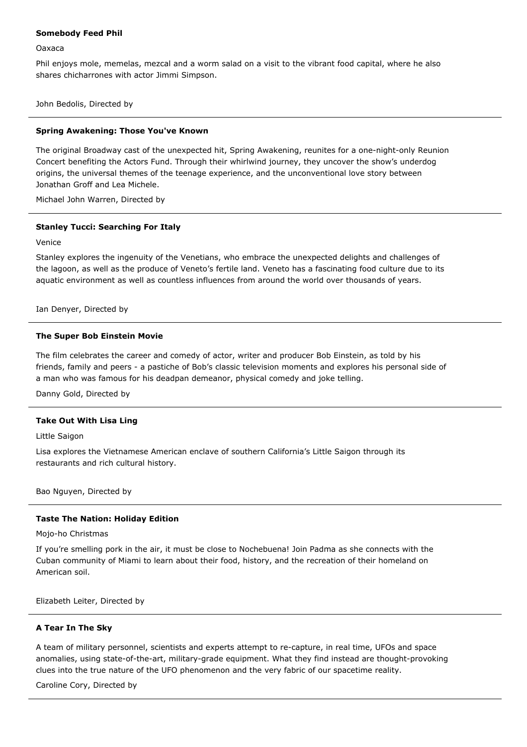**Somebody Feed Phil**

Oaxaca

Phil enjoys mole, memelas, mezcal and a worm salad on a visit to the vibrant food capital, where he also shares chicharrones with actor Jimmi Simpson.

John Bedolis, Directed by

---

**Spring Awakening: Those You've Known**

The original Broadway cast of the unexpected hit, Spring Awakening, reunites for a one-night-only Reunion Concert benefiting the Actors Fund. Through their whirlwind journey, they uncover the show's underdog origins, the universal themes of the teenage experience, and the unconventional love story between Jonathan Groff and Lea Michele.

Michael John Warren, Directed by

---

**Stanley Tucci: Searching For Italy**

Venice

Stanley explores the ingenuity of the Venetians, who embrace the unexpected delights and challenges of the lagoon, as well as the produce of Veneto's fertile land. Veneto has a fascinating food culture due to its aquatic environment as well as countless influences from around the world over thousands of years.

Ian Denyer, Directed by

---

**The Super Bob Einstein Movie**

The film celebrates the career and comedy of actor, writer and producer Bob Einstein, as told by his friends, family and peers - a pastiche of Bob's classic television moments and explores his personal side of a man who was famous for his deadpan demeanor, physical comedy and joke telling.

Danny Gold, Directed by

---

**Take Out With Lisa Ling**

Little Saigon

Lisa explores the Vietnamese American enclave of southern California's Little Saigon through its restaurants and rich cultural history.

Bao Nguyen, Directed by

---

**Taste The Nation: Holiday Edition**

Mojo-ho Christmas

If you're smelling pork in the air, it must be close to Nochebuena! Join Padma as she connects with the Cuban community of Miami to learn about their food, history, and the recreation of their homeland on American soil.

Elizabeth Leiter, Directed by

---

**A Tear In The Sky**

A team of military personnel, scientists and experts attempt to re-capture, in real time, UFOs and space anomalies, using state-of-the-art, military-grade equipment. What they find instead are thought-provoking clues into the true nature of the UFO phenomenon and the very fabric of our spacetime reality.

Caroline Cory, Directed by

---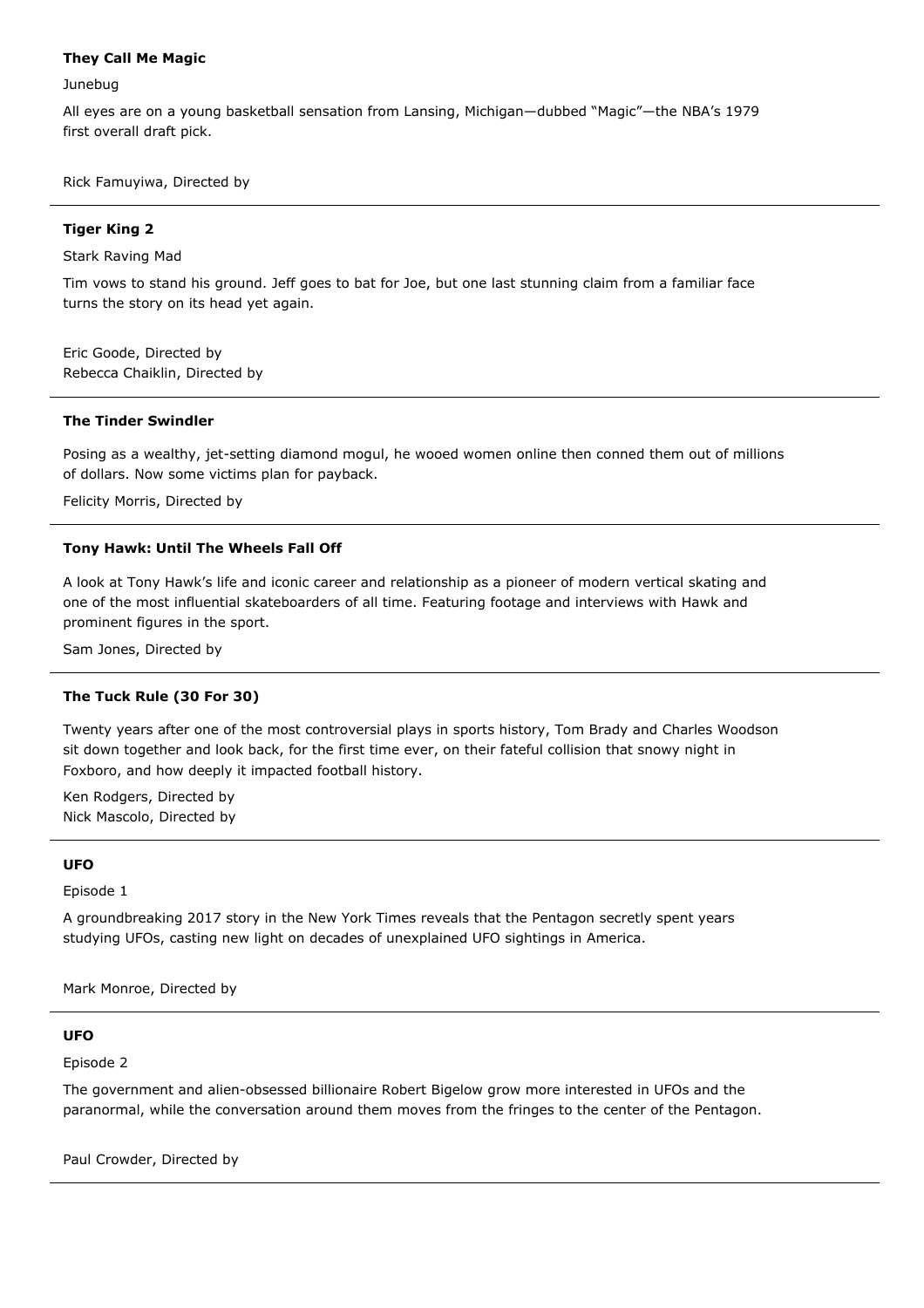**They Call Me Magic**

Junebug

All eyes are on a young basketball sensation from Lansing, Michigan—dubbed "Magic"—the NBA's 1979 first overall draft pick.

Rick Famuyiwa, Directed by

---

**Tiger King 2**

Stark Raving Mad

Tim vows to stand his ground. Jeff goes to bat for Joe, but one last stunning claim from a familiar face turns the story on its head yet again.

Eric Goode, Directed by
Rebecca Chaiklin, Directed by

---

**The Tinder Swindler**

Posing as a wealthy, jet-setting diamond mogul, he wooed women online then conned them out of millions of dollars. Now some victims plan for payback.

Felicity Morris, Directed by

---

**Tony Hawk: Until The Wheels Fall Off**

A look at Tony Hawk's life and iconic career and relationship as a pioneer of modern vertical skating and one of the most influential skateboarders of all time. Featuring footage and interviews with Hawk and prominent figures in the sport.

Sam Jones, Directed by

---

**The Tuck Rule (30 For 30)**

Twenty years after one of the most controversial plays in sports history, Tom Brady and Charles Woodson sit down together and look back, for the first time ever, on their fateful collision that snowy night in Foxboro, and how deeply it impacted football history.

Ken Rodgers, Directed by
Nick Mascolo, Directed by

---

**UFO**

Episode 1

A groundbreaking 2017 story in the New York Times reveals that the Pentagon secretly spent years studying UFOs, casting new light on decades of unexplained UFO sightings in America.

Mark Monroe, Directed by

---

**UFO**

Episode 2

The government and alien-obsessed billionaire Robert Bigelow grow more interested in UFOs and the paranormal, while the conversation around them moves from the fringes to the center of the Pentagon.

Paul Crowder, Directed by

---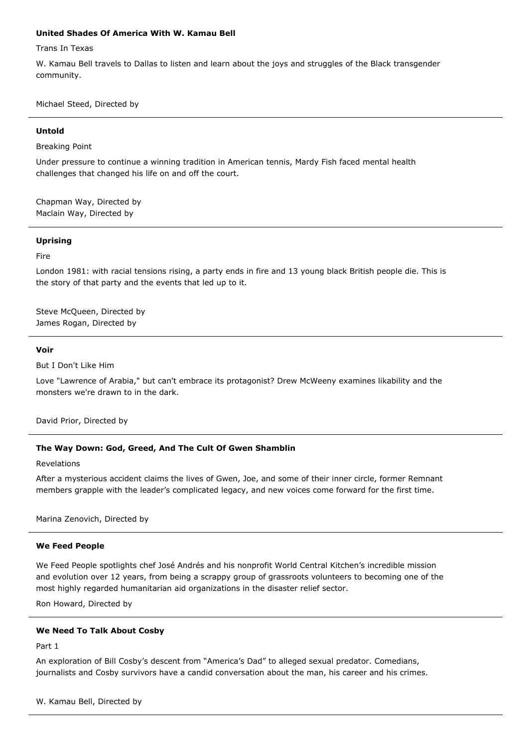**United Shades Of America With W. Kamau Bell**

Trans In Texas

W. Kamau Bell travels to Dallas to listen and learn about the joys and struggles of the Black transgender community.

Michael Steed, Directed by

---

**Untold**

Breaking Point

Under pressure to continue a winning tradition in American tennis, Mardy Fish faced mental health challenges that changed his life on and off the court.

Chapman Way, Directed by
Maclain Way, Directed by

---

**Uprising**

Fire

London 1981: with racial tensions rising, a party ends in fire and 13 young black British people die. This is the story of that party and the events that led up to it.

Steve McQueen, Directed by
James Rogan, Directed by

---

**Voir**

But I Don't Like Him

Love "Lawrence of Arabia," but can't embrace its protagonist? Drew McWeeny examines likability and the monsters we're drawn to in the dark.

David Prior, Directed by

---

**The Way Down: God, Greed, And The Cult Of Gwen Shamblin**

Revelations

After a mysterious accident claims the lives of Gwen, Joe, and some of their inner circle, former Remnant members grapple with the leader's complicated legacy, and new voices come forward for the first time.

Marina Zenovich, Directed by

---

**We Feed People**

We Feed People spotlights chef José Andrés and his nonprofit World Central Kitchen's incredible mission and evolution over 12 years, from being a scrappy group of grassroots volunteers to becoming one of the most highly regarded humanitarian aid organizations in the disaster relief sector.

Ron Howard, Directed by

---

**We Need To Talk About Cosby**

Part 1

An exploration of Bill Cosby's descent from "America's Dad" to alleged sexual predator. Comedians, journalists and Cosby survivors have a candid conversation about the man, his career and his crimes.

W. Kamau Bell, Directed by

---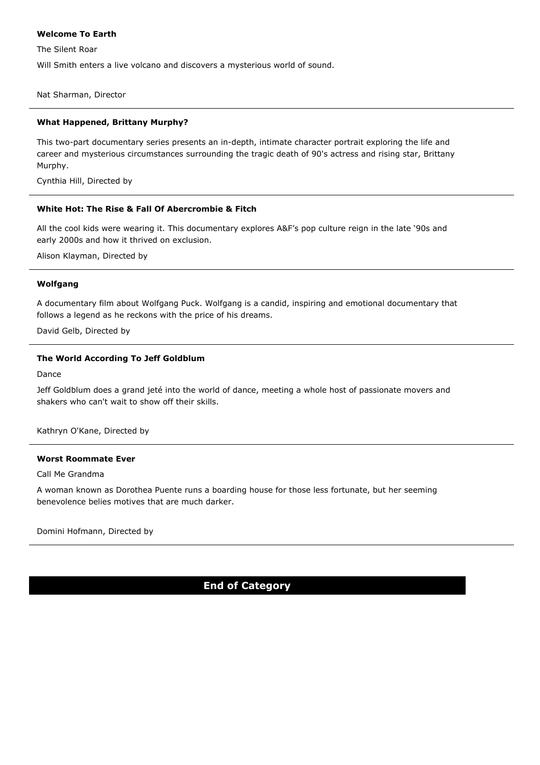**Welcome To Earth**

The Silent Roar

Will Smith enters a live volcano and discovers a mysterious world of sound.

Nat Sharman, Director

---

**What Happened, Brittany Murphy?**

This two-part documentary series presents an in-depth, intimate character portrait exploring the life and career and mysterious circumstances surrounding the tragic death of 90's actress and rising star, Brittany Murphy.

Cynthia Hill, Directed by

---

**White Hot: The Rise & Fall Of Abercrombie & Fitch**

All the cool kids were wearing it. This documentary explores A&F's pop culture reign in the late '90s and early 2000s and how it thrived on exclusion.

Alison Klayman, Directed by

---

**Wolfgang**

A documentary film about Wolfgang Puck. Wolfgang is a candid, inspiring and emotional documentary that follows a legend as he reckons with the price of his dreams.

David Gelb, Directed by

---

**The World According To Jeff Goldblum**

Dance

Jeff Goldblum does a grand jeté into the world of dance, meeting a whole host of passionate movers and shakers who can't wait to show off their skills.

Kathryn O'Kane, Directed by

---

**Worst Roommate Ever**

Call Me Grandma

A woman known as Dorothea Puente runs a boarding house for those less fortunate, but her seeming benevolence belies motives that are much darker.

Domini Hofmann, Directed by

---

**End of Category**